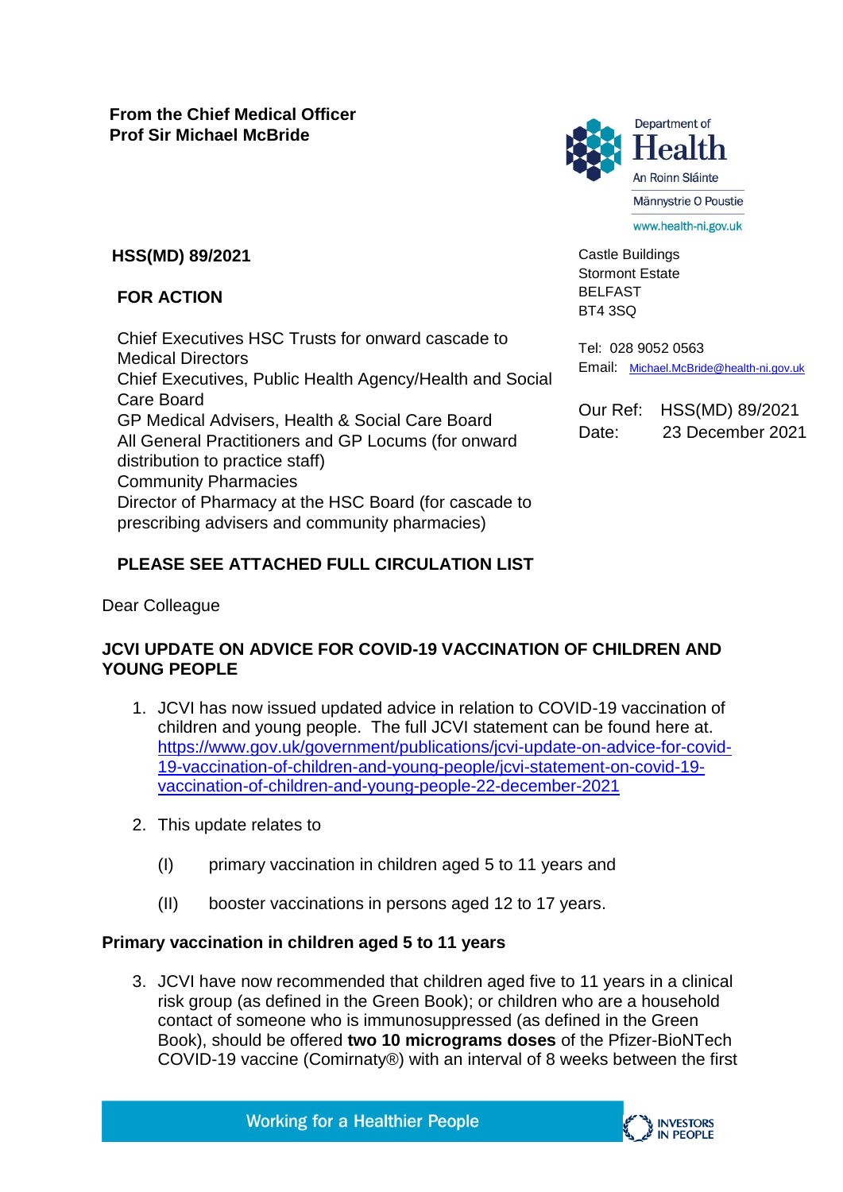**From the Chief Medical Officer**
**Prof Sir Michael McBride**

Department of Health
An Roinn Sláinte
Männystrie O Poustie
www.health-ni.gov.uk

**HSS(MD) 89/2021**

**FOR ACTION**

Chief Executives HSC Trusts for onward cascade to Medical Directors
Chief Executives, Public Health Agency/Health and Social Care Board
GP Medical Advisers, Health & Social Care Board
All General Practitioners and GP Locums (for onward distribution to practice staff)
Community Pharmacies
Director of Pharmacy at the HSC Board (for cascade to prescribing advisers and community pharmacies)

Castle Buildings
Stormont Estate
BELFAST
BT4 3SQ

Tel: 028 9052 0563
Email: Michael.McBride@health-ni.gov.uk

Our Ref: HSS(MD) 89/2021
Date: 23 December 2021

**PLEASE SEE ATTACHED FULL CIRCULATION LIST**

Dear Colleague

**JCVI UPDATE ON ADVICE FOR COVID-19 VACCINATION OF CHILDREN AND YOUNG PEOPLE**

1. JCVI has now issued updated advice in relation to COVID-19 vaccination of children and young people. The full JCVI statement can be found here at. https://www.gov.uk/government/publications/jcvi-update-on-advice-for-covid-19-vaccination-of-children-and-young-people/jcvi-statement-on-covid-19-vaccination-of-children-and-young-people-22-december-2021

2. This update relates to

   (I) primary vaccination in children aged 5 to 11 years and

   (II) booster vaccinations in persons aged 12 to 17 years.

**Primary vaccination in children aged 5 to 11 years**

3. JCVI have now recommended that children aged five to 11 years in a clinical risk group (as defined in the Green Book); or children who are a household contact of someone who is immunosuppressed (as defined in the Green Book), should be offered **two 10 micrograms doses** of the Pfizer-BioNTech COVID-19 vaccine (Comirnaty®) with an interval of 8 weeks between the first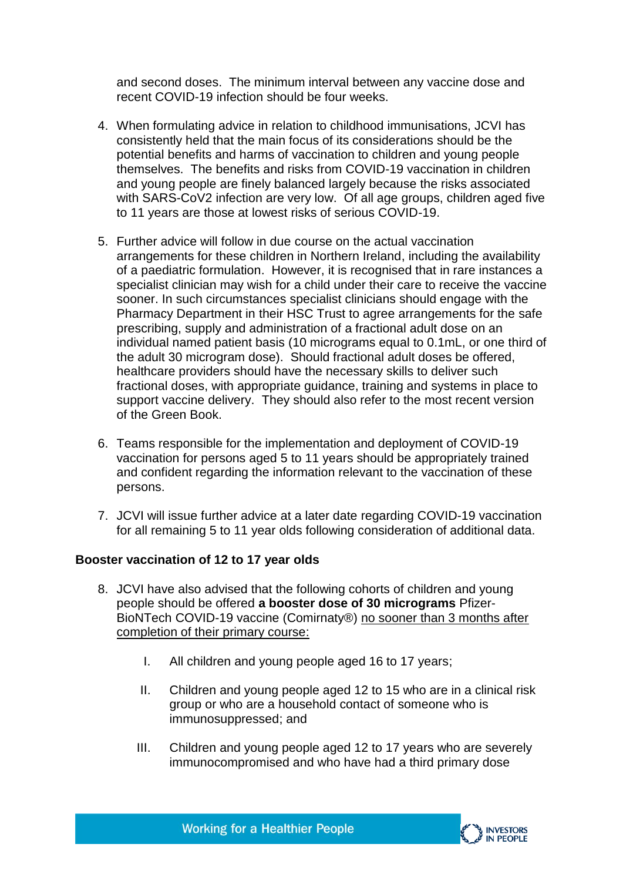and second doses. The minimum interval between any vaccine dose and recent COVID-19 infection should be four weeks.

4. When formulating advice in relation to childhood immunisations, JCVI has consistently held that the main focus of its considerations should be the potential benefits and harms of vaccination to children and young people themselves. The benefits and risks from COVID-19 vaccination in children and young people are finely balanced largely because the risks associated with SARS-CoV2 infection are very low. Of all age groups, children aged five to 11 years are those at lowest risks of serious COVID-19.

5. Further advice will follow in due course on the actual vaccination arrangements for these children in Northern Ireland, including the availability of a paediatric formulation. However, it is recognised that in rare instances a specialist clinician may wish for a child under their care to receive the vaccine sooner. In such circumstances specialist clinicians should engage with the Pharmacy Department in their HSC Trust to agree arrangements for the safe prescribing, supply and administration of a fractional adult dose on an individual named patient basis (10 micrograms equal to 0.1mL, or one third of the adult 30 microgram dose). Should fractional adult doses be offered, healthcare providers should have the necessary skills to deliver such fractional doses, with appropriate guidance, training and systems in place to support vaccine delivery. They should also refer to the most recent version of the Green Book.

6. Teams responsible for the implementation and deployment of COVID-19 vaccination for persons aged 5 to 11 years should be appropriately trained and confident regarding the information relevant to the vaccination of these persons.

7. JCVI will issue further advice at a later date regarding COVID-19 vaccination for all remaining 5 to 11 year olds following consideration of additional data.

**Booster vaccination of 12 to 17 year olds**

8. JCVI have also advised that the following cohorts of children and young people should be offered **a booster dose of 30 micrograms** Pfizer-BioNTech COVID-19 vaccine (Comirnaty®) no sooner than 3 months after completion of their primary course:

   I. All children and young people aged 16 to 17 years;

   II. Children and young people aged 12 to 15 who are in a clinical risk group or who are a household contact of someone who is immunosuppressed; and

   III. Children and young people aged 12 to 17 years who are severely immunocompromised and who have had a third primary dose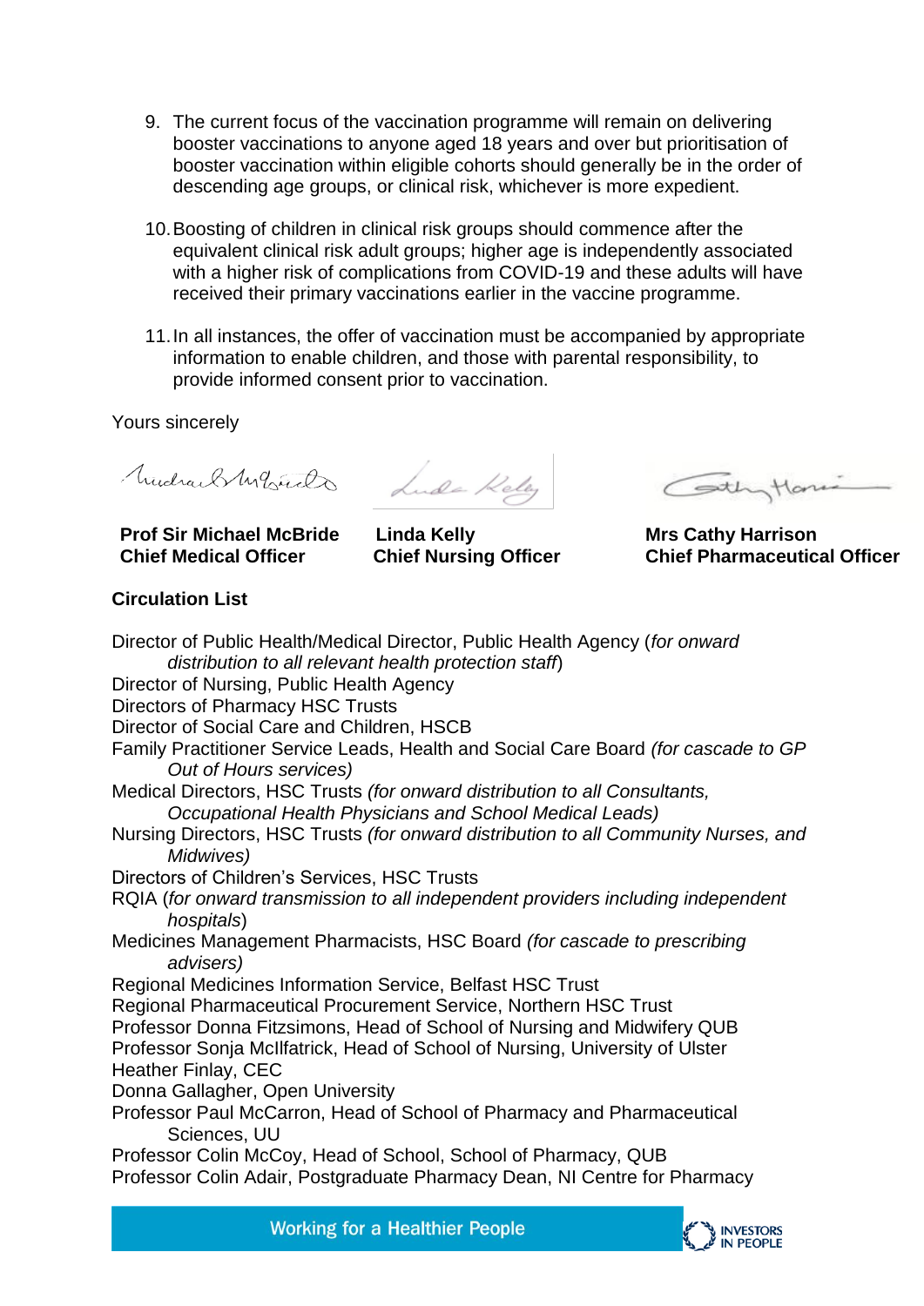9. The current focus of the vaccination programme will remain on delivering booster vaccinations to anyone aged 18 years and over but prioritisation of booster vaccination within eligible cohorts should generally be in the order of descending age groups, or clinical risk, whichever is more expedient.

10. Boosting of children in clinical risk groups should commence after the equivalent clinical risk adult groups; higher age is independently associated with a higher risk of complications from COVID-19 and these adults will have received their primary vaccinations earlier in the vaccine programme.

11. In all instances, the offer of vaccination must be accompanied by appropriate information to enable children, and those with parental responsibility, to provide informed consent prior to vaccination.

Yours sincerely

| **Prof Sir Michael McBride**<br>**Chief Medical Officer** | **Linda Kelly**<br>**Chief Nursing Officer** | **Mrs Cathy Harrison**<br>**Chief Pharmaceutical Officer** |
|---|---|---|

**Circulation List**

Director of Public Health/Medical Director, Public Health Agency (*for onward distribution to all relevant health protection staff*)
Director of Nursing, Public Health Agency
Directors of Pharmacy HSC Trusts
Director of Social Care and Children, HSCB
Family Practitioner Service Leads, Health and Social Care Board *(for cascade to GP Out of Hours services)*
Medical Directors, HSC Trusts *(for onward distribution to all Consultants, Occupational Health Physicians and School Medical Leads)*
Nursing Directors, HSC Trusts *(for onward distribution to all Community Nurses, and Midwives)*
Directors of Children's Services, HSC Trusts
RQIA (*for onward transmission to all independent providers including independent hospitals*)
Medicines Management Pharmacists, HSC Board *(for cascade to prescribing advisers)*
Regional Medicines Information Service, Belfast HSC Trust
Regional Pharmaceutical Procurement Service, Northern HSC Trust
Professor Donna Fitzsimons, Head of School of Nursing and Midwifery QUB
Professor Sonja McIlfatrick, Head of School of Nursing, University of Ulster
Heather Finlay, CEC
Donna Gallagher, Open University
Professor Paul McCarron, Head of School of Pharmacy and Pharmaceutical Sciences, UU
Professor Colin McCoy, Head of School, School of Pharmacy, QUB
Professor Colin Adair, Postgraduate Pharmacy Dean, NI Centre for Pharmacy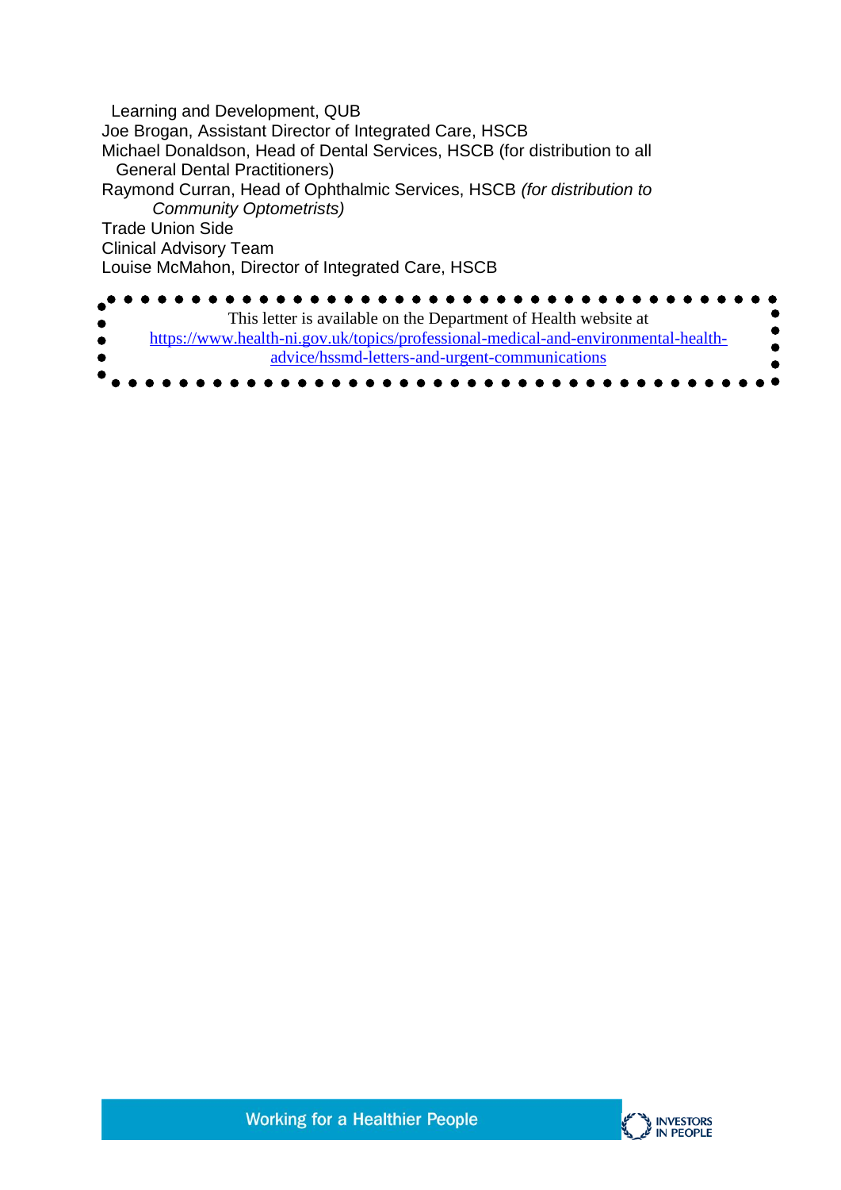Learning and Development, QUB
Joe Brogan, Assistant Director of Integrated Care, HSCB
Michael Donaldson, Head of Dental Services, HSCB (for distribution to all General Dental Practitioners)
Raymond Curran, Head of Ophthalmic Services, HSCB *(for distribution to Community Optometrists)*
Trade Union Side
Clinical Advisory Team
Louise McMahon, Director of Integrated Care, HSCB

This letter is available on the Department of Health website at https://www.health-ni.gov.uk/topics/professional-medical-and-environmental-health-advice/hssmd-letters-and-urgent-communications